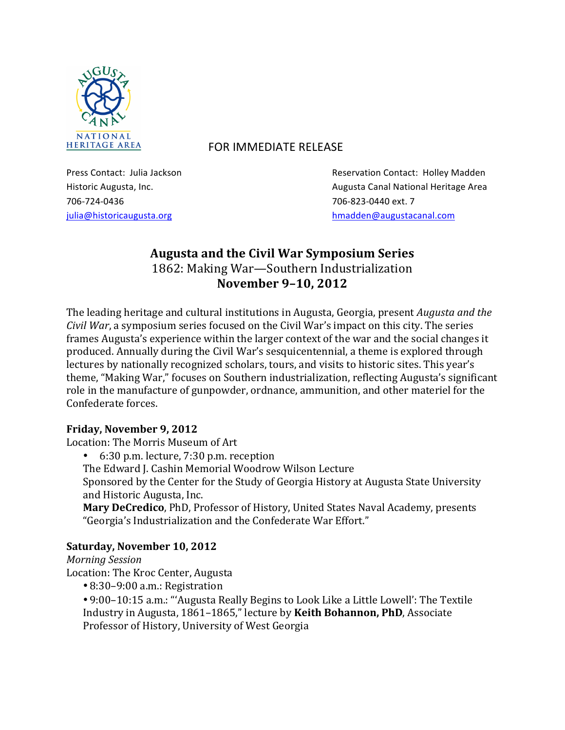AUGUSTA CANAL NATIONAL HERITAGE AREA

FOR IMMEDIATE RELEASE

Press Contact: Julia Jackson
Historic Augusta, Inc.
706-724-0436
julia@historicaugusta.org

Reservation Contact: Holley Madden
Augusta Canal National Heritage Area
706-823-0440 ext. 7
hmadden@augustacanal.com

# Augusta and the Civil War Symposium Series

## 1862: Making War—Southern Industrialization

## November 9–10, 2012

The leading heritage and cultural institutions in Augusta, Georgia, present *Augusta and the Civil War*, a symposium series focused on the Civil War's impact on this city. The series frames Augusta's experience within the larger context of the war and the social changes it produced. Annually during the Civil War's sesquicentennial, a theme is explored through lectures by nationally recognized scholars, tours, and visits to historic sites. This year's theme, "Making War," focuses on Southern industrialization, reflecting Augusta's significant role in the manufacture of gunpowder, ordnance, ammunition, and other materiel for the Confederate forces.

**Friday, November 9, 2012**

Location: The Morris Museum of Art

- 6:30 p.m. lecture, 7:30 p.m. reception

  The Edward J. Cashin Memorial Woodrow Wilson Lecture
  Sponsored by the Center for the Study of Georgia History at Augusta State University and Historic Augusta, Inc.
  **Mary DeCredico**, PhD, Professor of History, United States Naval Academy, presents "Georgia's Industrialization and the Confederate War Effort."

**Saturday, November 10, 2012**

*Morning Session*

Location: The Kroc Center, Augusta

- 8:30–9:00 a.m.: Registration
- 9:00–10:15 a.m.: "'Augusta Really Begins to Look Like a Little Lowell': The Textile Industry in Augusta, 1861–1865," lecture by **Keith Bohannon, PhD**, Associate Professor of History, University of West Georgia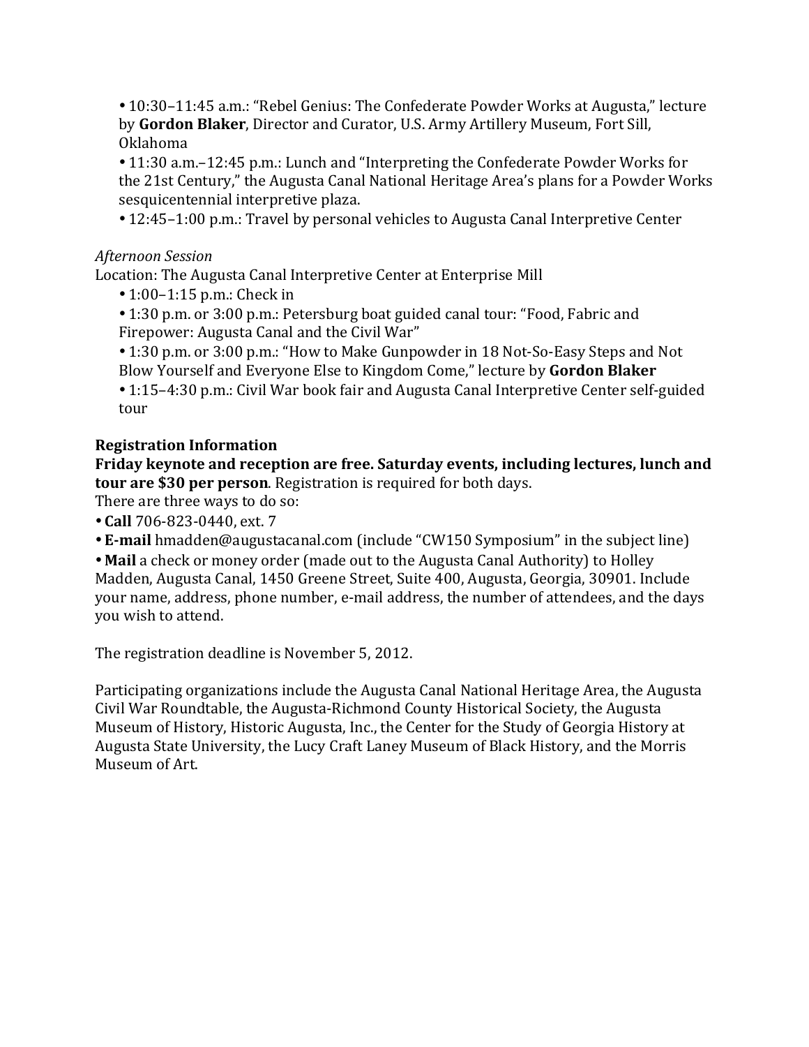- 10:30–11:45 a.m.: “Rebel Genius: The Confederate Powder Works at Augusta,” lecture by **Gordon Blaker**, Director and Curator, U.S. Army Artillery Museum, Fort Sill, Oklahoma
- 11:30 a.m.–12:45 p.m.: Lunch and “Interpreting the Confederate Powder Works for the 21st Century,” the Augusta Canal National Heritage Area’s plans for a Powder Works sesquicentennial interpretive plaza.
- 12:45–1:00 p.m.: Travel by personal vehicles to Augusta Canal Interpretive Center

*Afternoon Session*

Location: The Augusta Canal Interpretive Center at Enterprise Mill

- 1:00–1:15 p.m.: Check in
- 1:30 p.m. or 3:00 p.m.: Petersburg boat guided canal tour: “Food, Fabric and Firepower: Augusta Canal and the Civil War”
- 1:30 p.m. or 3:00 p.m.: “How to Make Gunpowder in 18 Not-So-Easy Steps and Not Blow Yourself and Everyone Else to Kingdom Come,” lecture by **Gordon Blaker**
- 1:15–4:30 p.m.: Civil War book fair and Augusta Canal Interpretive Center self-guided tour

**Registration Information**

**Friday keynote and reception are free. Saturday events, including lectures, lunch and tour are $30 per person**. Registration is required for both days.

There are three ways to do so:

- **Call** 706-823-0440, ext. 7
- **E-mail** hmadden@augustacanal.com (include “CW150 Symposium” in the subject line)
- **Mail** a check or money order (made out to the Augusta Canal Authority) to Holley Madden, Augusta Canal, 1450 Greene Street, Suite 400, Augusta, Georgia, 30901. Include your name, address, phone number, e-mail address, the number of attendees, and the days you wish to attend.

The registration deadline is November 5, 2012.

Participating organizations include the Augusta Canal National Heritage Area, the Augusta Civil War Roundtable, the Augusta-Richmond County Historical Society, the Augusta Museum of History, Historic Augusta, Inc., the Center for the Study of Georgia History at Augusta State University, the Lucy Craft Laney Museum of Black History, and the Morris Museum of Art.